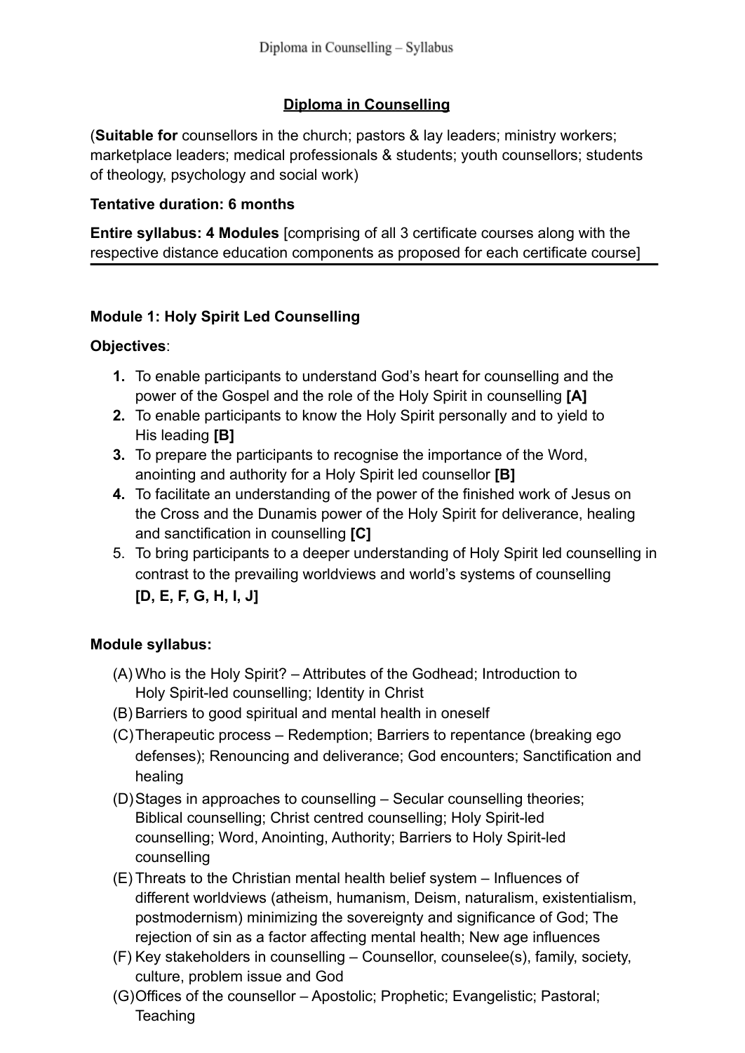## Diploma in Counselling

(**Suitable for** counsellors in the church; pastors & lay leaders; ministry workers; marketplace leaders; medical professionals & students; youth counsellors; students of theology, psychology and social work)

**Tentative duration: 6 months**

**Entire syllabus: 4 Modules** [comprising of all 3 certificate courses along with the respective distance education components as proposed for each certificate course]

---

### Module 1: Holy Spirit Led Counselling

**Objectives**:

1. To enable participants to understand God's heart for counselling and the power of the Gospel and the role of the Holy Spirit in counselling **[A]**
2. To enable participants to know the Holy Spirit personally and to yield to His leading **[B]**
3. To prepare the participants to recognise the importance of the Word, anointing and authority for a Holy Spirit led counsellor **[B]**
4. To facilitate an understanding of the power of the finished work of Jesus on the Cross and the Dunamis power of the Holy Spirit for deliverance, healing and sanctification in counselling **[C]**
5. To bring participants to a deeper understanding of Holy Spirit led counselling in contrast to the prevailing worldviews and world's systems of counselling **[D, E, F, G, H, I, J]**

**Module syllabus:**

(A) Who is the Holy Spirit? – Attributes of the Godhead; Introduction to Holy Spirit-led counselling; Identity in Christ

(B) Barriers to good spiritual and mental health in oneself

(C) Therapeutic process – Redemption; Barriers to repentance (breaking ego defenses); Renouncing and deliverance; God encounters; Sanctification and healing

(D) Stages in approaches to counselling – Secular counselling theories; Biblical counselling; Christ centred counselling; Holy Spirit-led counselling; Word, Anointing, Authority; Barriers to Holy Spirit-led counselling

(E) Threats to the Christian mental health belief system – Influences of different worldviews (atheism, humanism, Deism, naturalism, existentialism, postmodernism) minimizing the sovereignty and significance of God; The rejection of sin as a factor affecting mental health; New age influences

(F) Key stakeholders in counselling – Counsellor, counselee(s), family, society, culture, problem issue and God

(G) Offices of the counsellor – Apostolic; Prophetic; Evangelistic; Pastoral; Teaching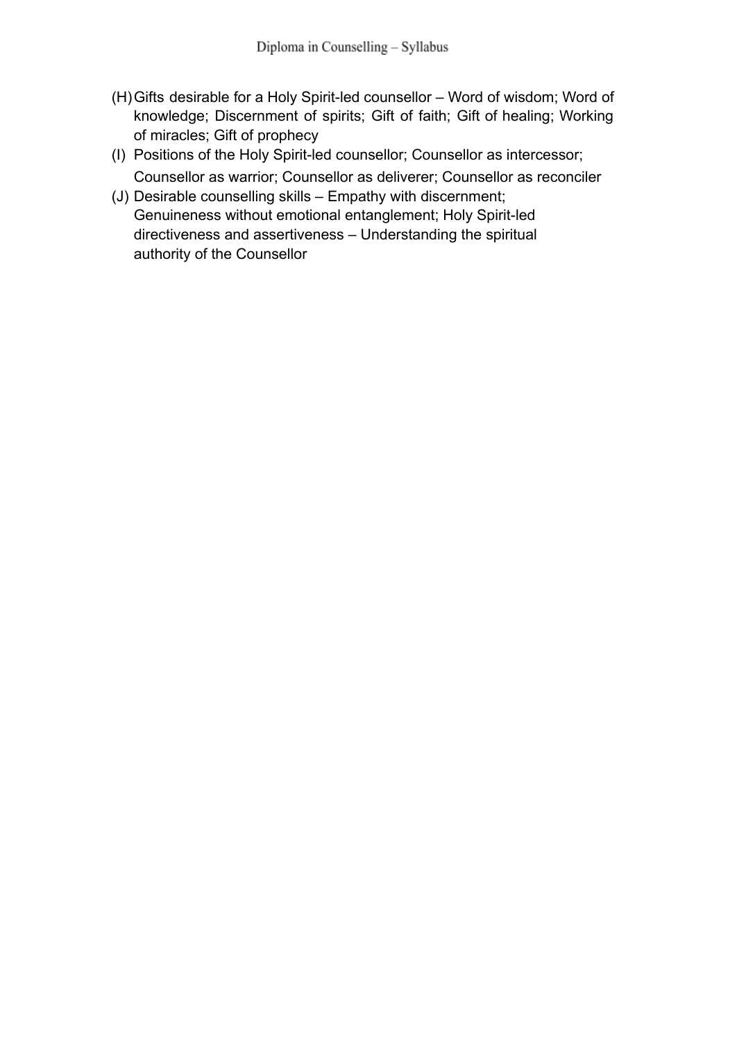(H) Gifts desirable for a Holy Spirit-led counsellor – Word of wisdom; Word of knowledge; Discernment of spirits; Gift of faith; Gift of healing; Working of miracles; Gift of prophecy

(I) Positions of the Holy Spirit-led counsellor; Counsellor as intercessor; Counsellor as warrior; Counsellor as deliverer; Counsellor as reconciler

(J) Desirable counselling skills – Empathy with discernment; Genuineness without emotional entanglement; Holy Spirit-led directiveness and assertiveness – Understanding the spiritual authority of the Counsellor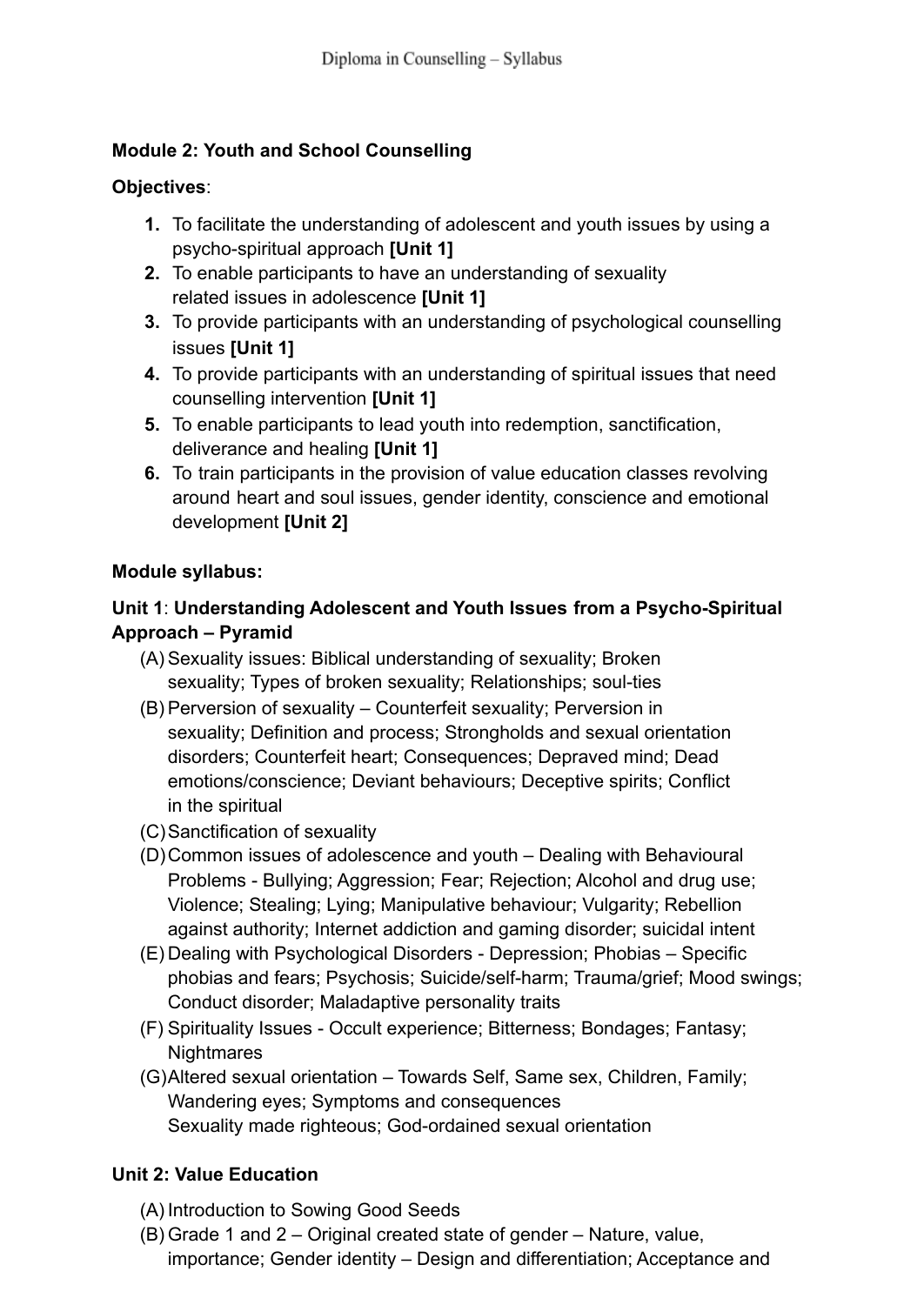**Module 2: Youth and School Counselling**

**Objectives**:

1. To facilitate the understanding of adolescent and youth issues by using a psycho-spiritual approach **[Unit 1]**
2. To enable participants to have an understanding of sexuality related issues in adolescence **[Unit 1]**
3. To provide participants with an understanding of psychological counselling issues **[Unit 1]**
4. To provide participants with an understanding of spiritual issues that need counselling intervention **[Unit 1]**
5. To enable participants to lead youth into redemption, sanctification, deliverance and healing **[Unit 1]**
6. To train participants in the provision of value education classes revolving around heart and soul issues, gender identity, conscience and emotional development **[Unit 2]**

**Module syllabus:**

**Unit 1**: **Understanding Adolescent and Youth Issues from a Psycho-Spiritual Approach – Pyramid**

(A) Sexuality issues: Biblical understanding of sexuality; Broken sexuality; Types of broken sexuality; Relationships; soul-ties

(B) Perversion of sexuality – Counterfeit sexuality; Perversion in sexuality; Definition and process; Strongholds and sexual orientation disorders; Counterfeit heart; Consequences; Depraved mind; Dead emotions/conscience; Deviant behaviours; Deceptive spirits; Conflict in the spiritual

(C) Sanctification of sexuality

(D) Common issues of adolescence and youth – Dealing with Behavioural Problems - Bullying; Aggression; Fear; Rejection; Alcohol and drug use; Violence; Stealing; Lying; Manipulative behaviour; Vulgarity; Rebellion against authority; Internet addiction and gaming disorder; suicidal intent

(E) Dealing with Psychological Disorders - Depression; Phobias – Specific phobias and fears; Psychosis; Suicide/self-harm; Trauma/grief; Mood swings; Conduct disorder; Maladaptive personality traits

(F) Spirituality Issues - Occult experience; Bitterness; Bondages; Fantasy; Nightmares

(G) Altered sexual orientation – Towards Self, Same sex, Children, Family; Wandering eyes; Symptoms and consequences
Sexuality made righteous; God-ordained sexual orientation

**Unit 2: Value Education**

(A) Introduction to Sowing Good Seeds

(B) Grade 1 and 2 – Original created state of gender – Nature, value, importance; Gender identity – Design and differentiation; Acceptance and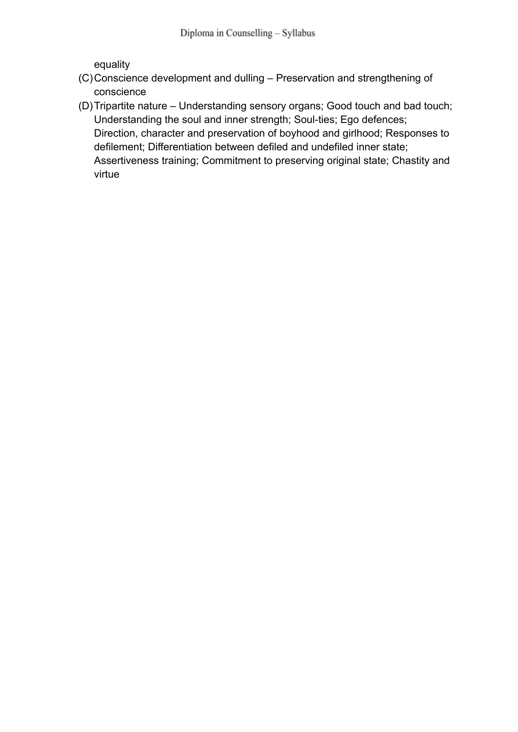equality

(C) Conscience development and dulling – Preservation and strengthening of conscience

(D) Tripartite nature – Understanding sensory organs; Good touch and bad touch; Understanding the soul and inner strength; Soul-ties; Ego defences; Direction, character and preservation of boyhood and girlhood; Responses to defilement; Differentiation between defiled and undefiled inner state; Assertiveness training; Commitment to preserving original state; Chastity and virtue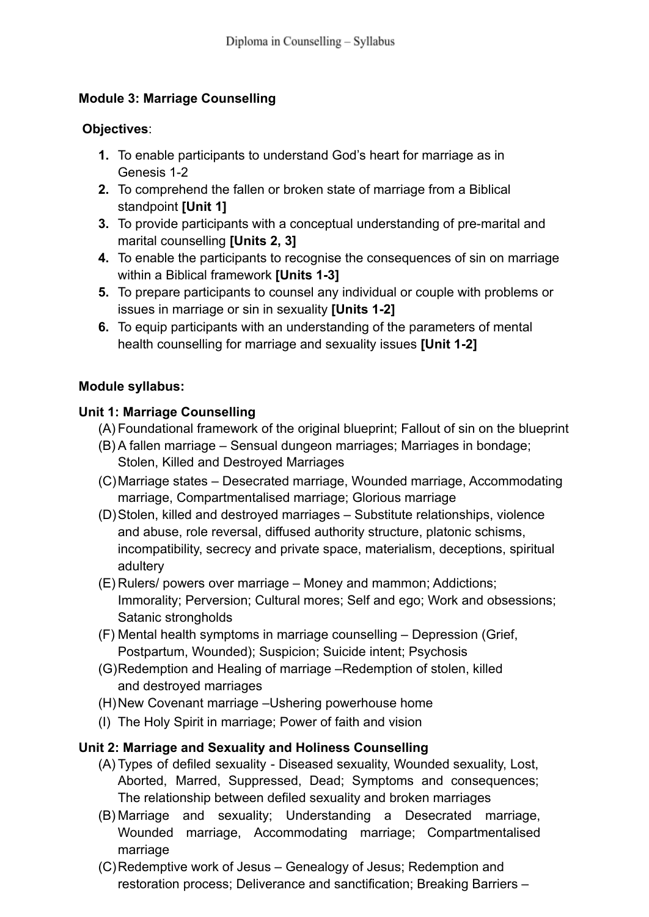**Module 3: Marriage Counselling**

**Objectives**:

1. To enable participants to understand God's heart for marriage as in Genesis 1-2
2. To comprehend the fallen or broken state of marriage from a Biblical standpoint **[Unit 1]**
3. To provide participants with a conceptual understanding of pre-marital and marital counselling **[Units 2, 3]**
4. To enable the participants to recognise the consequences of sin on marriage within a Biblical framework **[Units 1-3]**
5. To prepare participants to counsel any individual or couple with problems or issues in marriage or sin in sexuality **[Units 1-2]**
6. To equip participants with an understanding of the parameters of mental health counselling for marriage and sexuality issues **[Unit 1-2]**

**Module syllabus:**

**Unit 1: Marriage Counselling**

(A) Foundational framework of the original blueprint; Fallout of sin on the blueprint

(B) A fallen marriage – Sensual dungeon marriages; Marriages in bondage; Stolen, Killed and Destroyed Marriages

(C) Marriage states – Desecrated marriage, Wounded marriage, Accommodating marriage, Compartmentalised marriage; Glorious marriage

(D) Stolen, killed and destroyed marriages – Substitute relationships, violence and abuse, role reversal, diffused authority structure, platonic schisms, incompatibility, secrecy and private space, materialism, deceptions, spiritual adultery

(E) Rulers/ powers over marriage – Money and mammon; Addictions; Immorality; Perversion; Cultural mores; Self and ego; Work and obsessions; Satanic strongholds

(F) Mental health symptoms in marriage counselling – Depression (Grief, Postpartum, Wounded); Suspicion; Suicide intent; Psychosis

(G) Redemption and Healing of marriage –Redemption of stolen, killed and destroyed marriages

(H) New Covenant marriage –Ushering powerhouse home

(I) The Holy Spirit in marriage; Power of faith and vision

**Unit 2: Marriage and Sexuality and Holiness Counselling**

(A) Types of defiled sexuality - Diseased sexuality, Wounded sexuality, Lost, Aborted, Marred, Suppressed, Dead; Symptoms and consequences; The relationship between defiled sexuality and broken marriages

(B) Marriage and sexuality; Understanding a Desecrated marriage, Wounded marriage, Accommodating marriage; Compartmentalised marriage

(C) Redemptive work of Jesus – Genealogy of Jesus; Redemption and restoration process; Deliverance and sanctification; Breaking Barriers –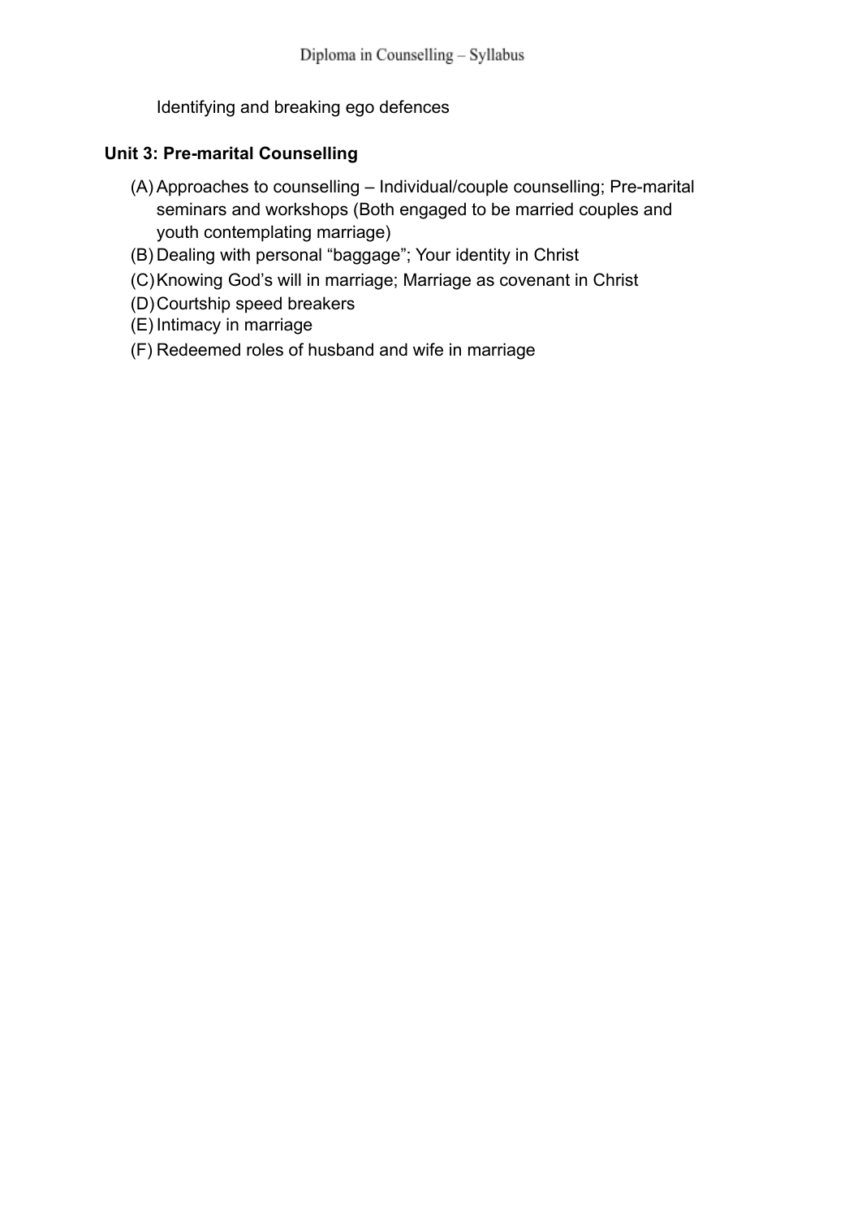Identifying and breaking ego defences

**Unit 3: Pre-marital Counselling**

(A) Approaches to counselling – Individual/couple counselling; Pre-marital seminars and workshops (Both engaged to be married couples and youth contemplating marriage)
(B) Dealing with personal "baggage"; Your identity in Christ
(C) Knowing God's will in marriage; Marriage as covenant in Christ
(D) Courtship speed breakers
(E) Intimacy in marriage
(F) Redeemed roles of husband and wife in marriage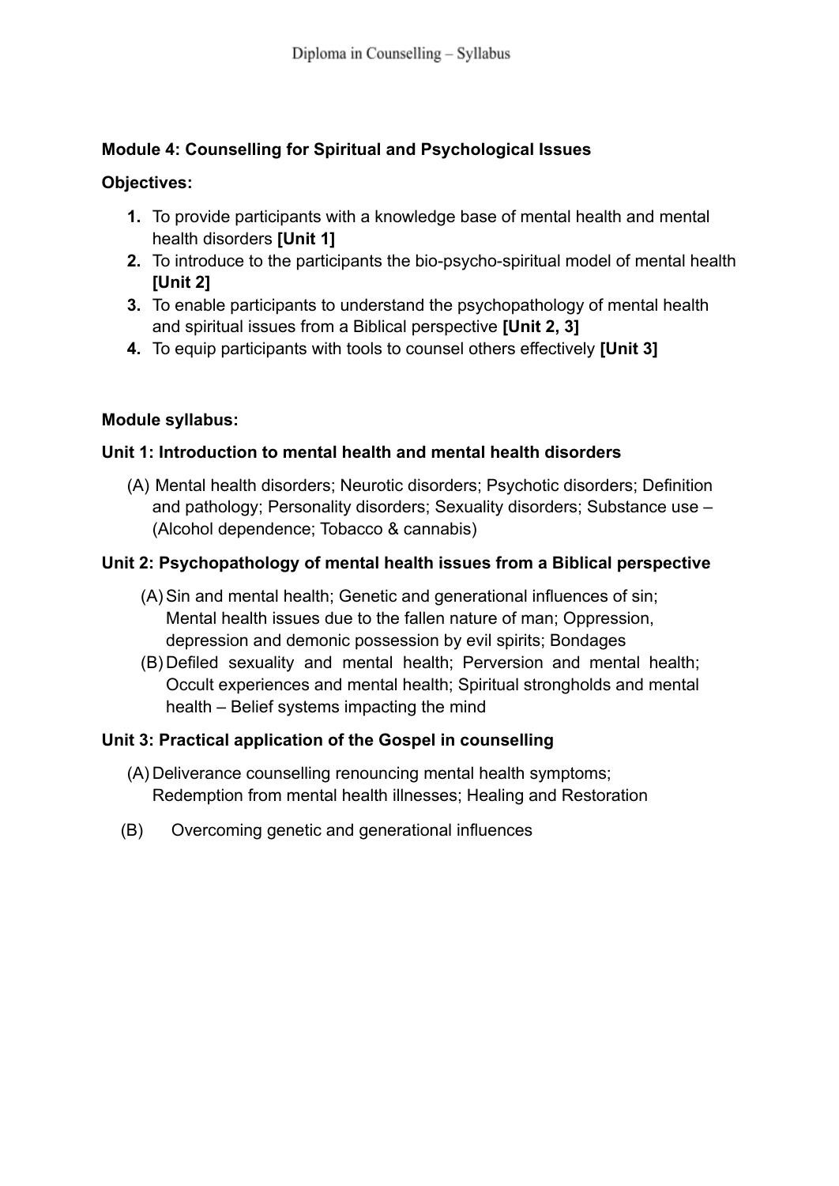**Module 4: Counselling for Spiritual and Psychological Issues**

**Objectives:**

1. To provide participants with a knowledge base of mental health and mental health disorders **[Unit 1]**
2. To introduce to the participants the bio-psycho-spiritual model of mental health **[Unit 2]**
3. To enable participants to understand the psychopathology of mental health and spiritual issues from a Biblical perspective **[Unit 2, 3]**
4. To equip participants with tools to counsel others effectively **[Unit 3]**

**Module syllabus:**

**Unit 1: Introduction to mental health and mental health disorders**

(A) Mental health disorders; Neurotic disorders; Psychotic disorders; Definition and pathology; Personality disorders; Sexuality disorders; Substance use – (Alcohol dependence; Tobacco & cannabis)

**Unit 2: Psychopathology of mental health issues from a Biblical perspective**

(A) Sin and mental health; Genetic and generational influences of sin; Mental health issues due to the fallen nature of man; Oppression, depression and demonic possession by evil spirits; Bondages

(B) Defiled sexuality and mental health; Perversion and mental health; Occult experiences and mental health; Spiritual strongholds and mental health – Belief systems impacting the mind

**Unit 3: Practical application of the Gospel in counselling**

(A) Deliverance counselling renouncing mental health symptoms; Redemption from mental health illnesses; Healing and Restoration

(B) Overcoming genetic and generational influences